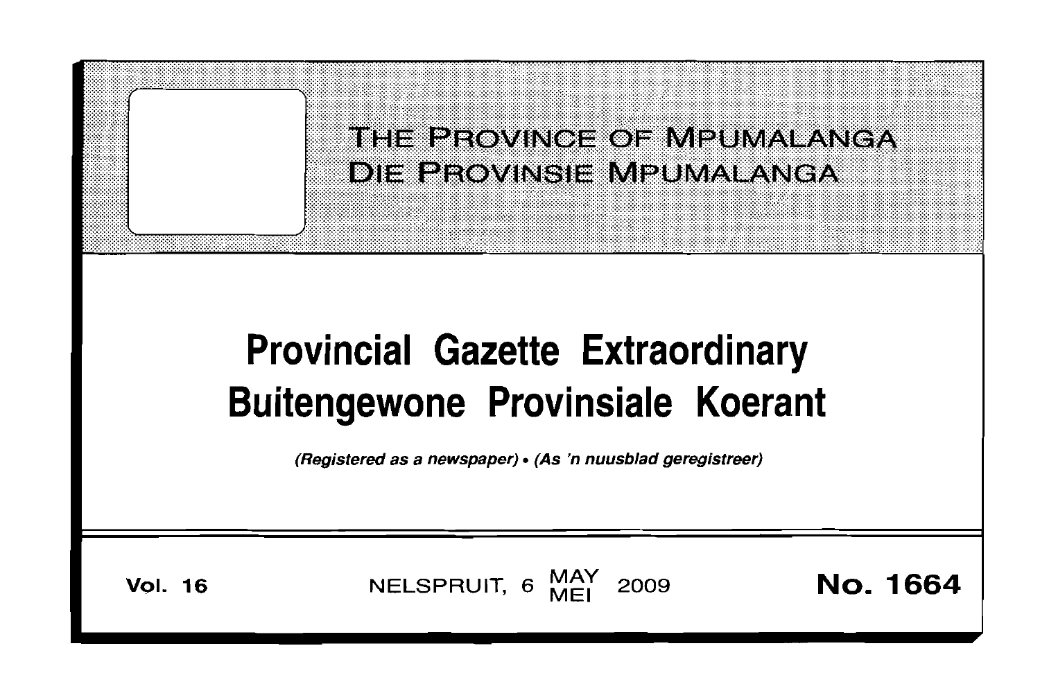# THE PROVINCE OF MPUMALANGA
# DIE PROVINSIE MPUMALANGA

# Provincial Gazette Extraordinary
# Buitengewone Provinsiale Koerant

*(Registered as a newspaper)* • *(As 'n nuusblad geregistreer)*

**Vol. 16** NELSPRUIT, 6 MAY / MEI 2009 **No. 1664**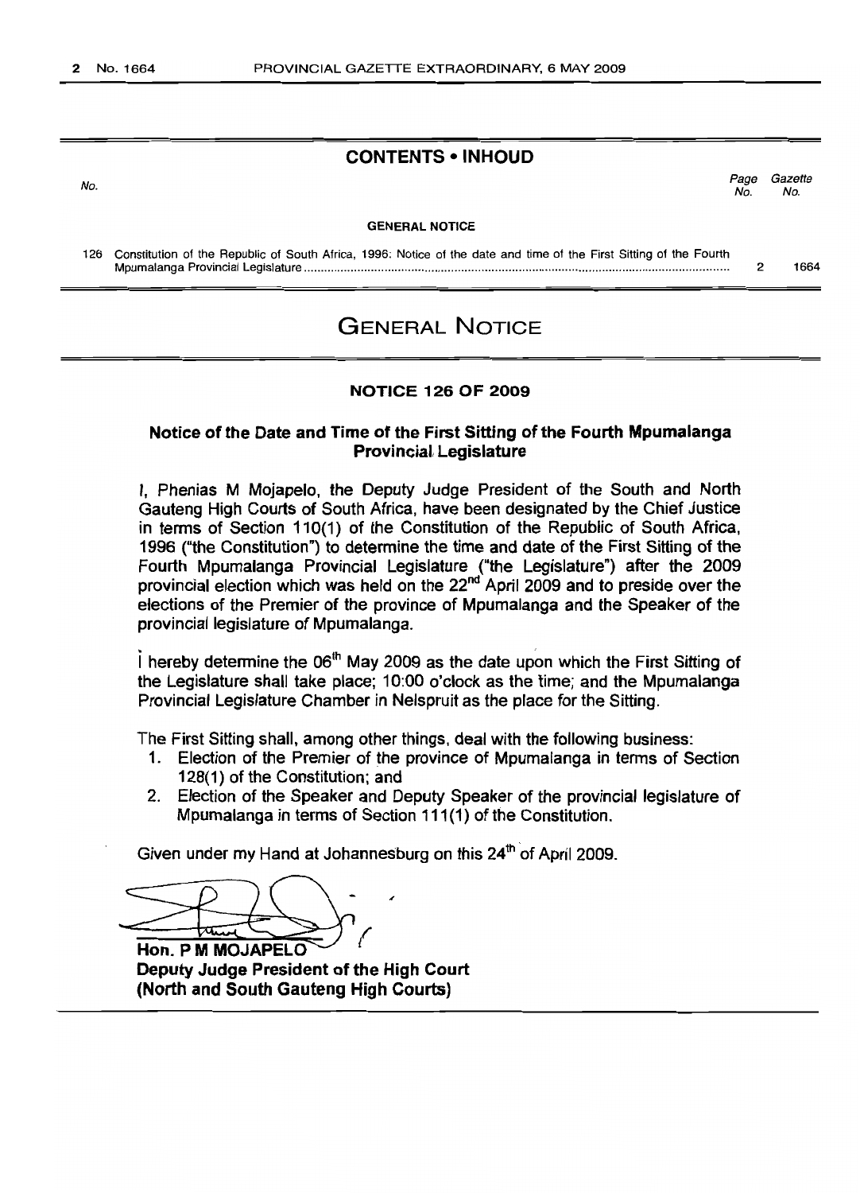## CONTENTS • INHOUD

| No. | | Page No. | Gazette No. |
|---|---|---|---|
| | **GENERAL NOTICE** | | |
| 126 | Constitution of the Republic of South Africa, 1996: Notice of the date and time of the First Sitting of the Fourth Mpumalanga Provincial Legislature | 2 | 1664 |

# GENERAL NOTICE

## NOTICE 126 OF 2009

### Notice of the Date and Time of the First Sitting of the Fourth Mpumalanga Provincial Legislature

I, Phenias M Mojapelo, the Deputy Judge President of the South and North Gauteng High Courts of South Africa, have been designated by the Chief Justice in terms of Section 110(1) of the Constitution of the Republic of South Africa, 1996 ("the Constitution") to determine the time and date of the First Sitting of the Fourth Mpumalanga Provincial Legislature ("the Legislature") after the 2009 provincial election which was held on the 22nd April 2009 and to preside over the elections of the Premier of the province of Mpumalanga and the Speaker of the provincial legislature of Mpumalanga.

I hereby determine the 06th May 2009 as the date upon which the First Sitting of the Legislature shall take place; 10:00 o'clock as the time; and the Mpumalanga Provincial Legislature Chamber in Nelspruit as the place for the Sitting.

The First Sitting shall, among other things, deal with the following business:

1. Election of the Premier of the province of Mpumalanga in terms of Section 128(1) of the Constitution; and
2. Election of the Speaker and Deputy Speaker of the provincial legislature of Mpumalanga in terms of Section 111(1) of the Constitution.

Given under my Hand at Johannesburg on this 24th of April 2009.

**Hon. P M MOJAPELO**
**Deputy Judge President of the High Court**
**(North and South Gauteng High Courts)**